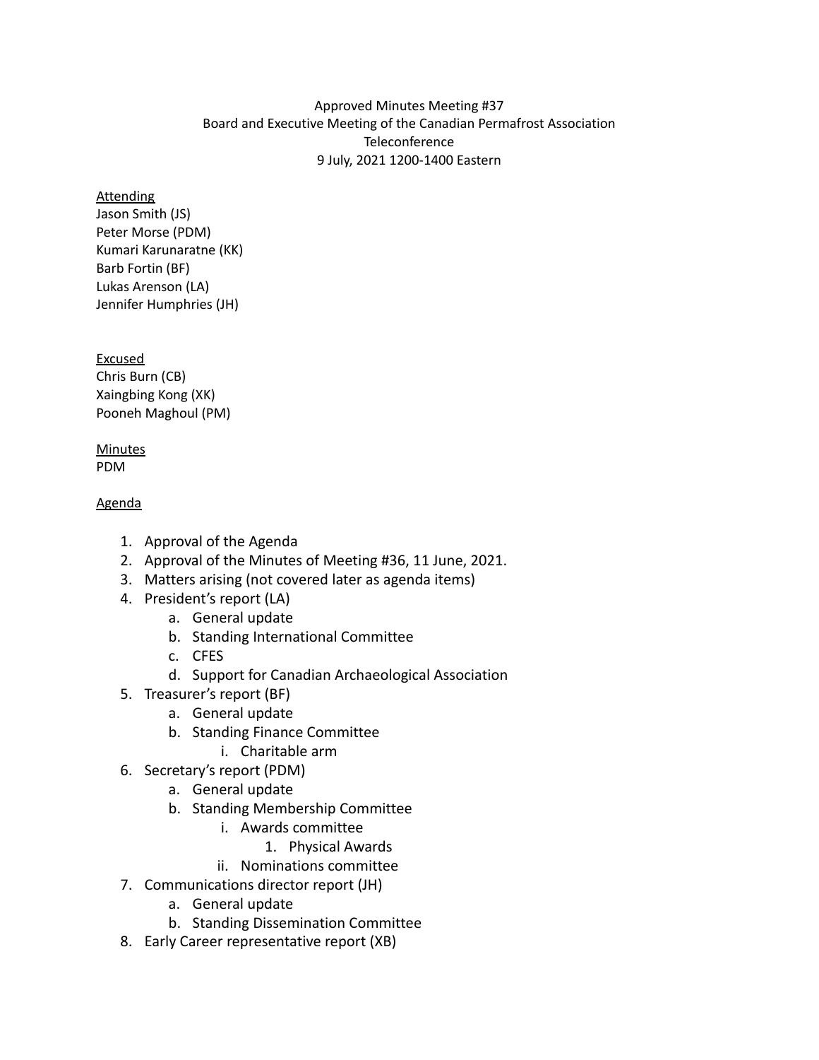Approved Minutes Meeting #37
Board and Executive Meeting of the Canadian Permafrost Association
Teleconference
9 July, 2021 1200-1400 Eastern

Attending
Jason Smith (JS)
Peter Morse (PDM)
Kumari Karunaratne (KK)
Barb Fortin (BF)
Lukas Arenson (LA)
Jennifer Humphries (JH)

Excused
Chris Burn (CB)
Xaingbing Kong (XK)
Pooneh Maghoul (PM)

Minutes
PDM

Agenda

1. Approval of the Agenda
2. Approval of the Minutes of Meeting #36, 11 June, 2021.
3. Matters arising (not covered later as agenda items)
4. President's report (LA)
    a. General update
    b. Standing International Committee
    c. CFES
    d. Support for Canadian Archaeological Association
5. Treasurer's report (BF)
    a. General update
    b. Standing Finance Committee
        i. Charitable arm
6. Secretary's report (PDM)
    a. General update
    b. Standing Membership Committee
        i. Awards committee
            1. Physical Awards
        ii. Nominations committee
7. Communications director report (JH)
    a. General update
    b. Standing Dissemination Committee
8. Early Career representative report (XB)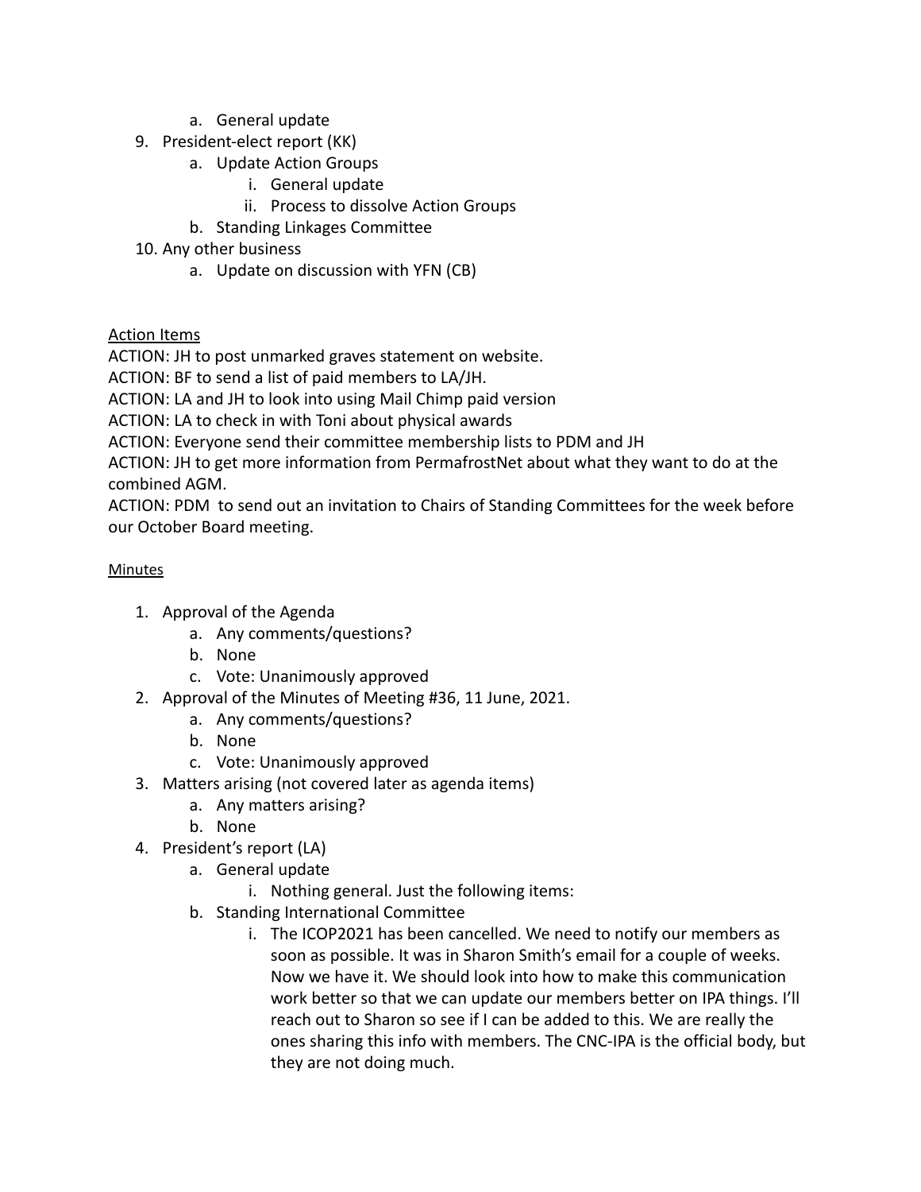a. General update
9. President-elect report (KK)
    a. Update Action Groups
        i. General update
        ii. Process to dissolve Action Groups
    b. Standing Linkages Committee
10. Any other business
    a. Update on discussion with YFN (CB)

<u>Action Items</u>

ACTION: JH to post unmarked graves statement on website.
ACTION: BF to send a list of paid members to LA/JH.
ACTION: LA and JH to look into using Mail Chimp paid version
ACTION: LA to check in with Toni about physical awards
ACTION: Everyone send their committee membership lists to PDM and JH
ACTION: JH to get more information from PermafrostNet about what they want to do at the combined AGM.
ACTION: PDM to send out an invitation to Chairs of Standing Committees for the week before our October Board meeting.

<u>Minutes</u>

1. Approval of the Agenda
    a. Any comments/questions?
    b. None
    c. Vote: Unanimously approved
2. Approval of the Minutes of Meeting #36, 11 June, 2021.
    a. Any comments/questions?
    b. None
    c. Vote: Unanimously approved
3. Matters arising (not covered later as agenda items)
    a. Any matters arising?
    b. None
4. President's report (LA)
    a. General update
        i. Nothing general. Just the following items:
    b. Standing International Committee
        i. The ICOP2021 has been cancelled. We need to notify our members as soon as possible. It was in Sharon Smith's email for a couple of weeks. Now we have it. We should look into how to make this communication work better so that we can update our members better on IPA things. I'll reach out to Sharon so see if I can be added to this. We are really the ones sharing this info with members. The CNC-IPA is the official body, but they are not doing much.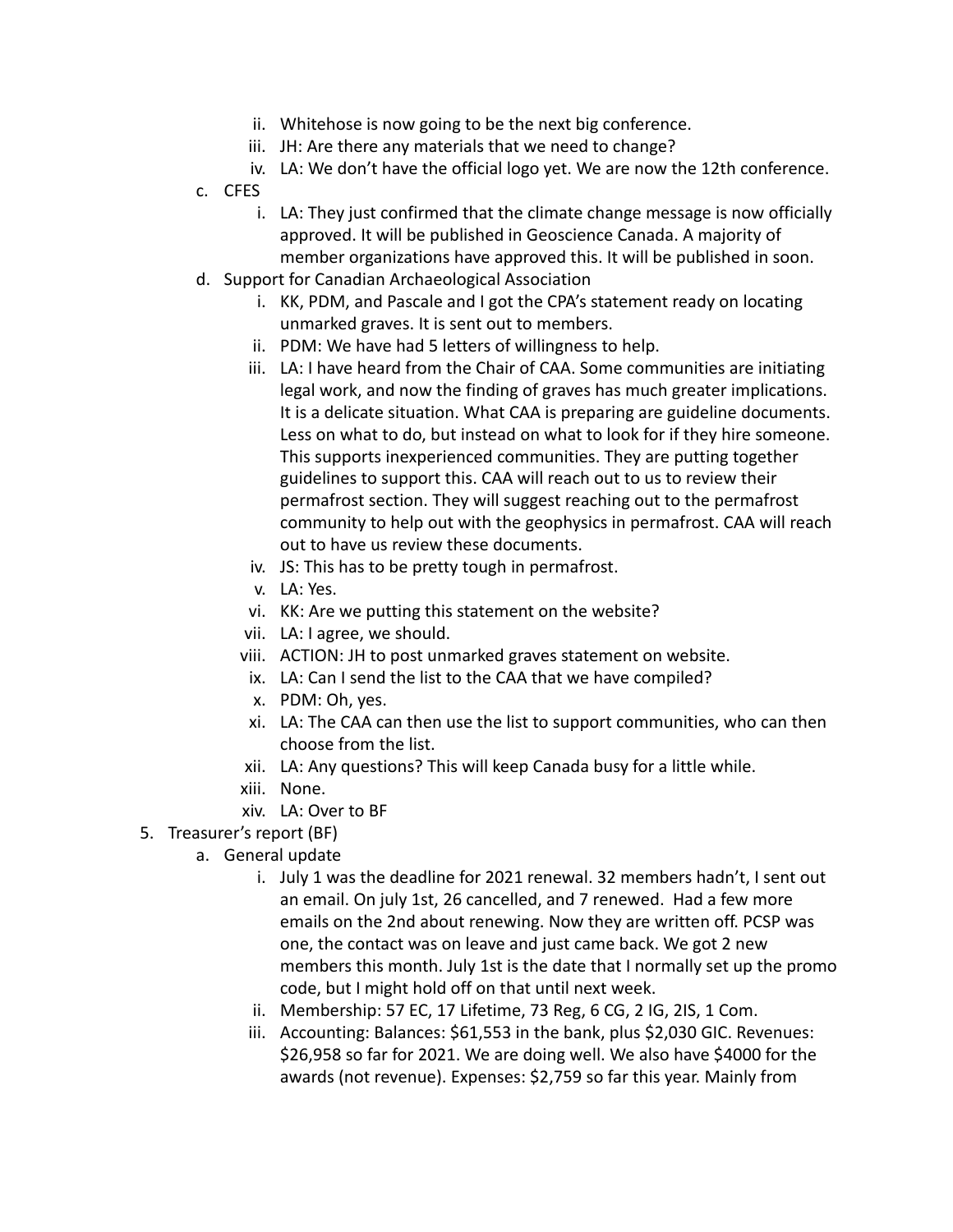ii. Whitehose is now going to be the next big conference.
   iii. JH: Are there any materials that we need to change?
   iv. LA: We don't have the official logo yet. We are now the 12th conference.

c. CFES
   i. LA: They just confirmed that the climate change message is now officially approved. It will be published in Geoscience Canada. A majority of member organizations have approved this. It will be published in soon.

d. Support for Canadian Archaeological Association
   i. KK, PDM, and Pascale and I got the CPA's statement ready on locating unmarked graves. It is sent out to members.
   ii. PDM: We have had 5 letters of willingness to help.
   iii. LA: I have heard from the Chair of CAA. Some communities are initiating legal work, and now the finding of graves has much greater implications. It is a delicate situation. What CAA is preparing are guideline documents. Less on what to do, but instead on what to look for if they hire someone. This supports inexperienced communities. They are putting together guidelines to support this. CAA will reach out to us to review their permafrost section. They will suggest reaching out to the permafrost community to help out with the geophysics in permafrost. CAA will reach out to have us review these documents.
   iv. JS: This has to be pretty tough in permafrost.
   v. LA: Yes.
   vi. KK: Are we putting this statement on the website?
   vii. LA: I agree, we should.
   viii. ACTION: JH to post unmarked graves statement on website.
   ix. LA: Can I send the list to the CAA that we have compiled?
   x. PDM: Oh, yes.
   xi. LA: The CAA can then use the list to support communities, who can then choose from the list.
   xii. LA: Any questions? This will keep Canada busy for a little while.
   xiii. None.
   xiv. LA: Over to BF

5. Treasurer's report (BF)
   a. General update
      i. July 1 was the deadline for 2021 renewal. 32 members hadn't, I sent out an email. On july 1st, 26 cancelled, and 7 renewed. Had a few more emails on the 2nd about renewing. Now they are written off. PCSP was one, the contact was on leave and just came back. We got 2 new members this month. July 1st is the date that I normally set up the promo code, but I might hold off on that until next week.
      ii. Membership: 57 EC, 17 Lifetime, 73 Reg, 6 CG, 2 IG, 2IS, 1 Com.
      iii. Accounting: Balances: $61,553 in the bank, plus $2,030 GIC. Revenues: $26,958 so far for 2021. We are doing well. We also have $4000 for the awards (not revenue). Expenses: $2,759 so far this year. Mainly from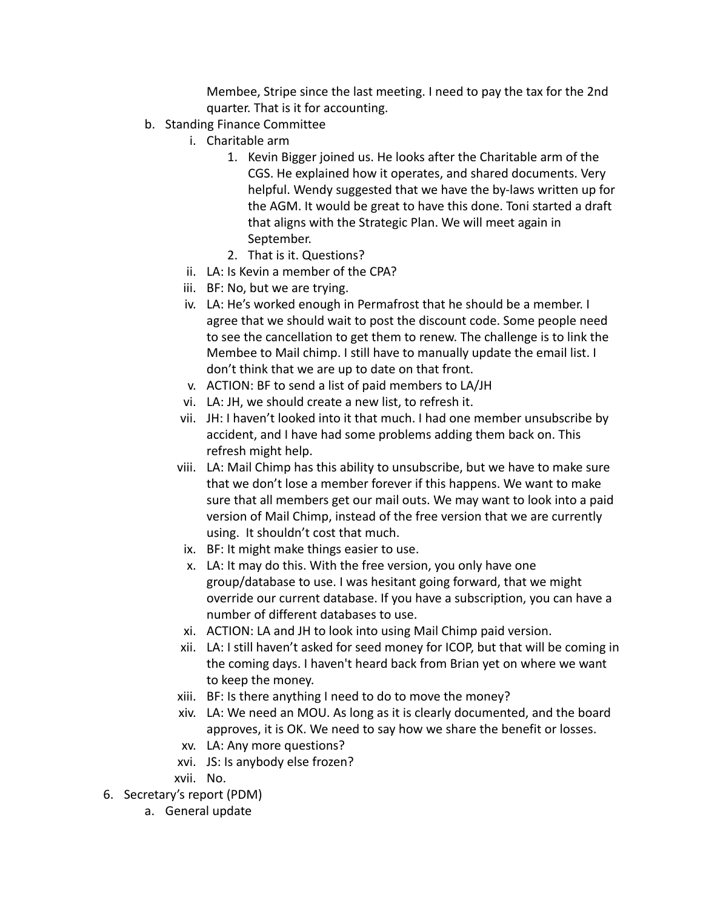Membee, Stripe since the last meeting. I need to pay the tax for the 2nd quarter. That is it for accounting.

b. Standing Finance Committee
   i. Charitable arm
      1. Kevin Bigger joined us. He looks after the Charitable arm of the CGS. He explained how it operates, and shared documents. Very helpful. Wendy suggested that we have the by-laws written up for the AGM. It would be great to have this done. Toni started a draft that aligns with the Strategic Plan. We will meet again in September.
      2. That is it. Questions?
   ii. LA: Is Kevin a member of the CPA?
   iii. BF: No, but we are trying.
   iv. LA: He's worked enough in Permafrost that he should be a member. I agree that we should wait to post the discount code. Some people need to see the cancellation to get them to renew. The challenge is to link the Membee to Mail chimp. I still have to manually update the email list. I don't think that we are up to date on that front.
   v. ACTION: BF to send a list of paid members to LA/JH
   vi. LA: JH, we should create a new list, to refresh it.
   vii. JH: I haven't looked into it that much. I had one member unsubscribe by accident, and I have had some problems adding them back on. This refresh might help.
   viii. LA: Mail Chimp has this ability to unsubscribe, but we have to make sure that we don't lose a member forever if this happens. We want to make sure that all members get our mail outs. We may want to look into a paid version of Mail Chimp, instead of the free version that we are currently using. It shouldn't cost that much.
   ix. BF: It might make things easier to use.
   x. LA: It may do this. With the free version, you only have one group/database to use. I was hesitant going forward, that we might override our current database. If you have a subscription, you can have a number of different databases to use.
   xi. ACTION: LA and JH to look into using Mail Chimp paid version.
   xii. LA: I still haven't asked for seed money for ICOP, but that will be coming in the coming days. I haven't heard back from Brian yet on where we want to keep the money.
   xiii. BF: Is there anything I need to do to move the money?
   xiv. LA: We need an MOU. As long as it is clearly documented, and the board approves, it is OK. We need to say how we share the benefit or losses.
   xv. LA: Any more questions?
   xvi. JS: Is anybody else frozen?
   xvii. No.

6. Secretary's report (PDM)
   a. General update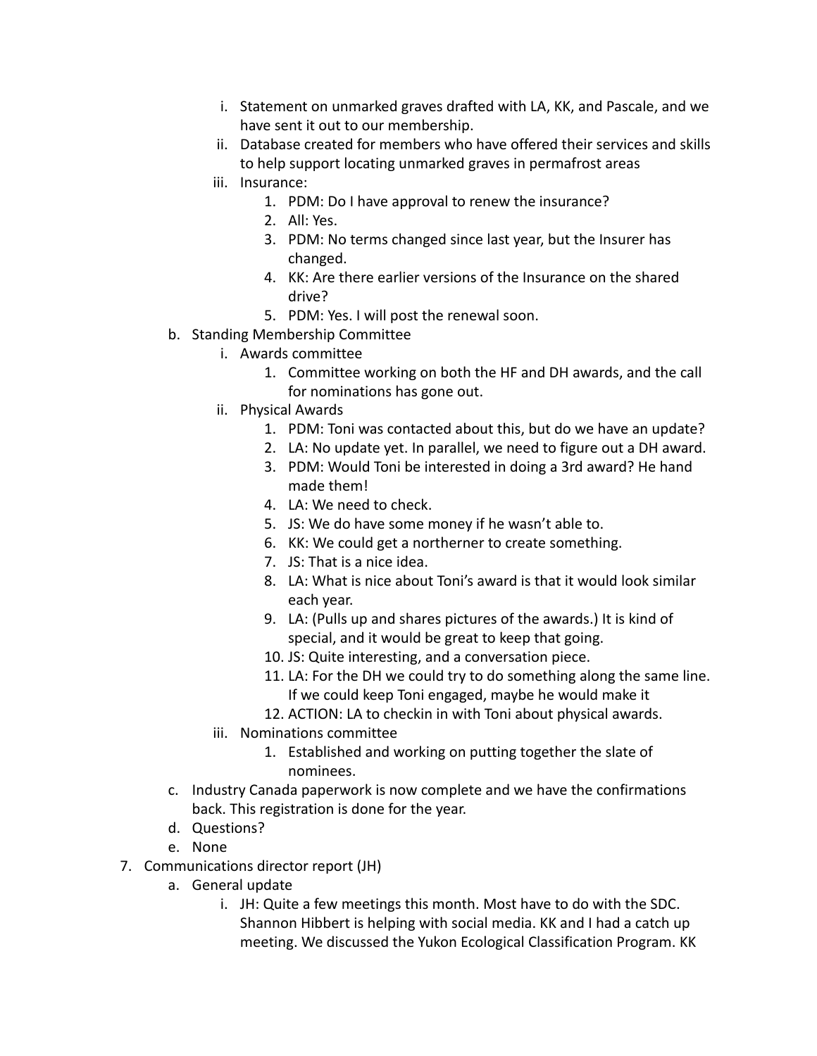i. Statement on unmarked graves drafted with LA, KK, and Pascale, and we have sent it out to our membership.
      ii. Database created for members who have offered their services and skills to help support locating unmarked graves in permafrost areas
      iii. Insurance:
         1. PDM: Do I have approval to renew the insurance?
         2. All: Yes.
         3. PDM: No terms changed since last year, but the Insurer has changed.
         4. KK: Are there earlier versions of the Insurance on the shared drive?
         5. PDM: Yes. I will post the renewal soon.
   b. Standing Membership Committee
      i. Awards committee
         1. Committee working on both the HF and DH awards, and the call for nominations has gone out.
      ii. Physical Awards
         1. PDM: Toni was contacted about this, but do we have an update?
         2. LA: No update yet. In parallel, we need to figure out a DH award.
         3. PDM: Would Toni be interested in doing a 3rd award? He hand made them!
         4. LA: We need to check.
         5. JS: We do have some money if he wasn't able to.
         6. KK: We could get a northerner to create something.
         7. JS: That is a nice idea.
         8. LA: What is nice about Toni's award is that it would look similar each year.
         9. LA: (Pulls up and shares pictures of the awards.) It is kind of special, and it would be great to keep that going.
         10. JS: Quite interesting, and a conversation piece.
         11. LA: For the DH we could try to do something along the same line. If we could keep Toni engaged, maybe he would make it
         12. ACTION: LA to checkin in with Toni about physical awards.
      iii. Nominations committee
         1. Established and working on putting together the slate of nominees.
   c. Industry Canada paperwork is now complete and we have the confirmations back. This registration is done for the year.
   d. Questions?
   e. None
7. Communications director report (JH)
   a. General update
      i. JH: Quite a few meetings this month. Most have to do with the SDC. Shannon Hibbert is helping with social media. KK and I had a catch up meeting. We discussed the Yukon Ecological Classification Program. KK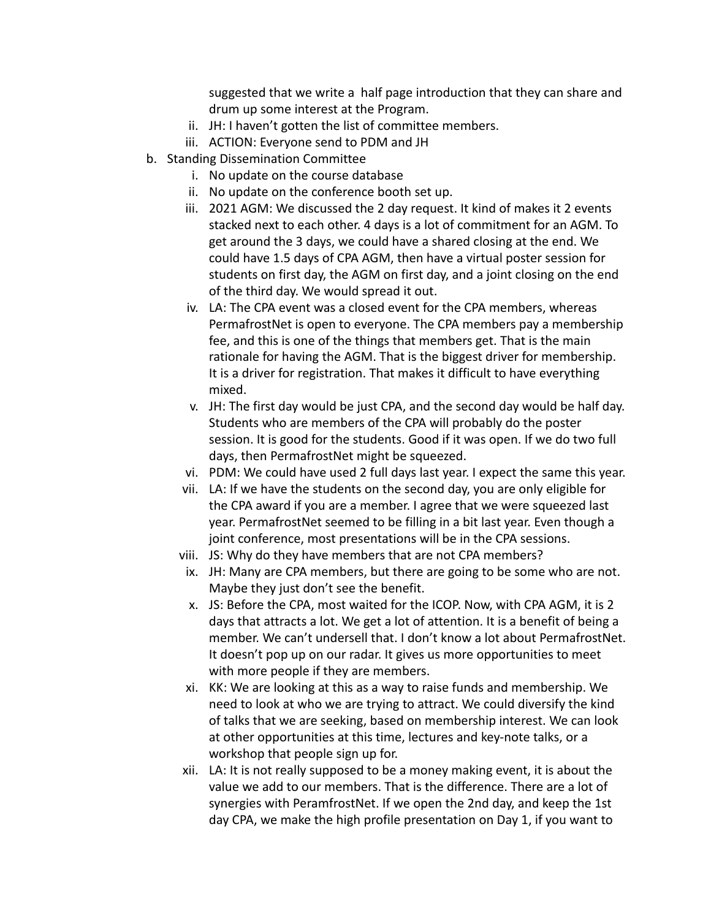suggested that we write a half page introduction that they can share and drum up some interest at the Program.

   ii. JH: I haven't gotten the list of committee members.
   iii. ACTION: Everyone send to PDM and JH

b. Standing Dissemination Committee
   i. No update on the course database
   ii. No update on the conference booth set up.
   iii. 2021 AGM: We discussed the 2 day request. It kind of makes it 2 events stacked next to each other. 4 days is a lot of commitment for an AGM. To get around the 3 days, we could have a shared closing at the end. We could have 1.5 days of CPA AGM, then have a virtual poster session for students on first day, the AGM on first day, and a joint closing on the end of the third day. We would spread it out.
   iv. LA: The CPA event was a closed event for the CPA members, whereas PermafrostNet is open to everyone. The CPA members pay a membership fee, and this is one of the things that members get. That is the main rationale for having the AGM. That is the biggest driver for membership. It is a driver for registration. That makes it difficult to have everything mixed.
   v. JH: The first day would be just CPA, and the second day would be half day. Students who are members of the CPA will probably do the poster session. It is good for the students. Good if it was open. If we do two full days, then PermafrostNet might be squeezed.
   vi. PDM: We could have used 2 full days last year. I expect the same this year.
   vii. LA: If we have the students on the second day, you are only eligible for the CPA award if you are a member. I agree that we were squeezed last year. PermafrostNet seemed to be filling in a bit last year. Even though a joint conference, most presentations will be in the CPA sessions.
   viii. JS: Why do they have members that are not CPA members?
   ix. JH: Many are CPA members, but there are going to be some who are not. Maybe they just don't see the benefit.
   x. JS: Before the CPA, most waited for the ICOP. Now, with CPA AGM, it is 2 days that attracts a lot. We get a lot of attention. It is a benefit of being a member. We can't undersell that. I don't know a lot about PermafrostNet. It doesn't pop up on our radar. It gives us more opportunities to meet with more people if they are members.
   xi. KK: We are looking at this as a way to raise funds and membership. We need to look at who we are trying to attract. We could diversify the kind of talks that we are seeking, based on membership interest. We can look at other opportunities at this time, lectures and key-note talks, or a workshop that people sign up for.
   xii. LA: It is not really supposed to be a money making event, it is about the value we add to our members. That is the difference. There are a lot of synergies with PeramfrostNet. If we open the 2nd day, and keep the 1st day CPA, we make the high profile presentation on Day 1, if you want to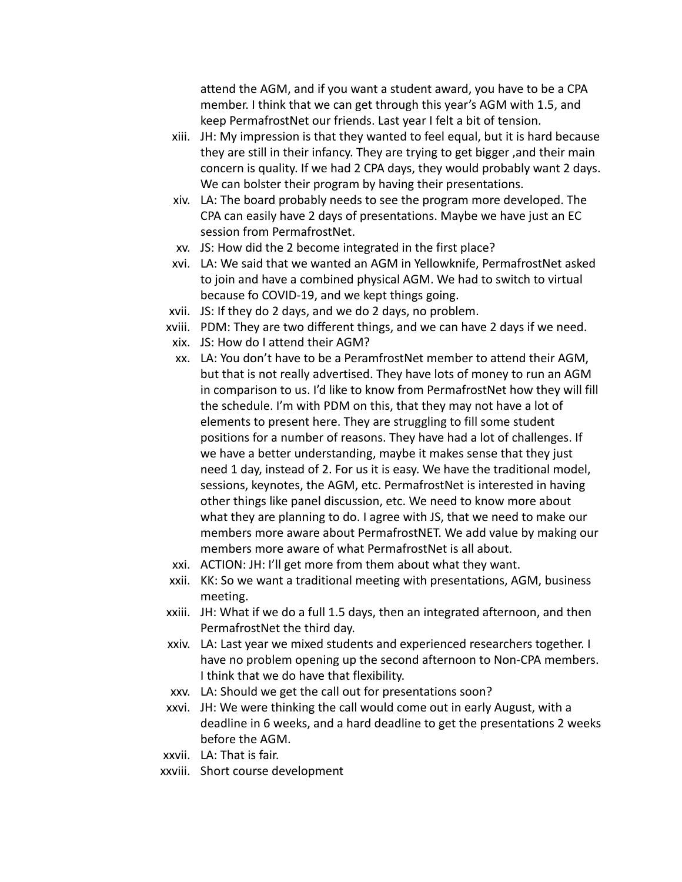attend the AGM, and if you want a student award, you have to be a CPA member. I think that we can get through this year's AGM with 1.5, and keep PermafrostNet our friends. Last year I felt a bit of tension.

xiii. JH: My impression is that they wanted to feel equal, but it is hard because they are still in their infancy. They are trying to get bigger ,and their main concern is quality. If we had 2 CPA days, they would probably want 2 days. We can bolster their program by having their presentations.

xiv. LA: The board probably needs to see the program more developed. The CPA can easily have 2 days of presentations. Maybe we have just an EC session from PermafrostNet.

xv. JS: How did the 2 become integrated in the first place?

xvi. LA: We said that we wanted an AGM in Yellowknife, PermafrostNet asked to join and have a combined physical AGM. We had to switch to virtual because fo COVID-19, and we kept things going.

xvii. JS: If they do 2 days, and we do 2 days, no problem.

xviii. PDM: They are two different things, and we can have 2 days if we need.

xix. JS: How do I attend their AGM?

xx. LA: You don't have to be a PeramfrostNet member to attend their AGM, but that is not really advertised. They have lots of money to run an AGM in comparison to us. I'd like to know from PermafrostNet how they will fill the schedule. I'm with PDM on this, that they may not have a lot of elements to present here. They are struggling to fill some student positions for a number of reasons. They have had a lot of challenges. If we have a better understanding, maybe it makes sense that they just need 1 day, instead of 2. For us it is easy. We have the traditional model, sessions, keynotes, the AGM, etc. PermafrostNet is interested in having other things like panel discussion, etc. We need to know more about what they are planning to do. I agree with JS, that we need to make our members more aware about PermafrostNET. We add value by making our members more aware of what PermafrostNet is all about.

xxi. ACTION: JH: I'll get more from them about what they want.

xxii. KK: So we want a traditional meeting with presentations, AGM, business meeting.

xxiii. JH: What if we do a full 1.5 days, then an integrated afternoon, and then PermafrostNet the third day.

xxiv. LA: Last year we mixed students and experienced researchers together. I have no problem opening up the second afternoon to Non-CPA members. I think that we do have that flexibility.

xxv. LA: Should we get the call out for presentations soon?

xxvi. JH: We were thinking the call would come out in early August, with a deadline in 6 weeks, and a hard deadline to get the presentations 2 weeks before the AGM.

xxvii. LA: That is fair.

xxviii. Short course development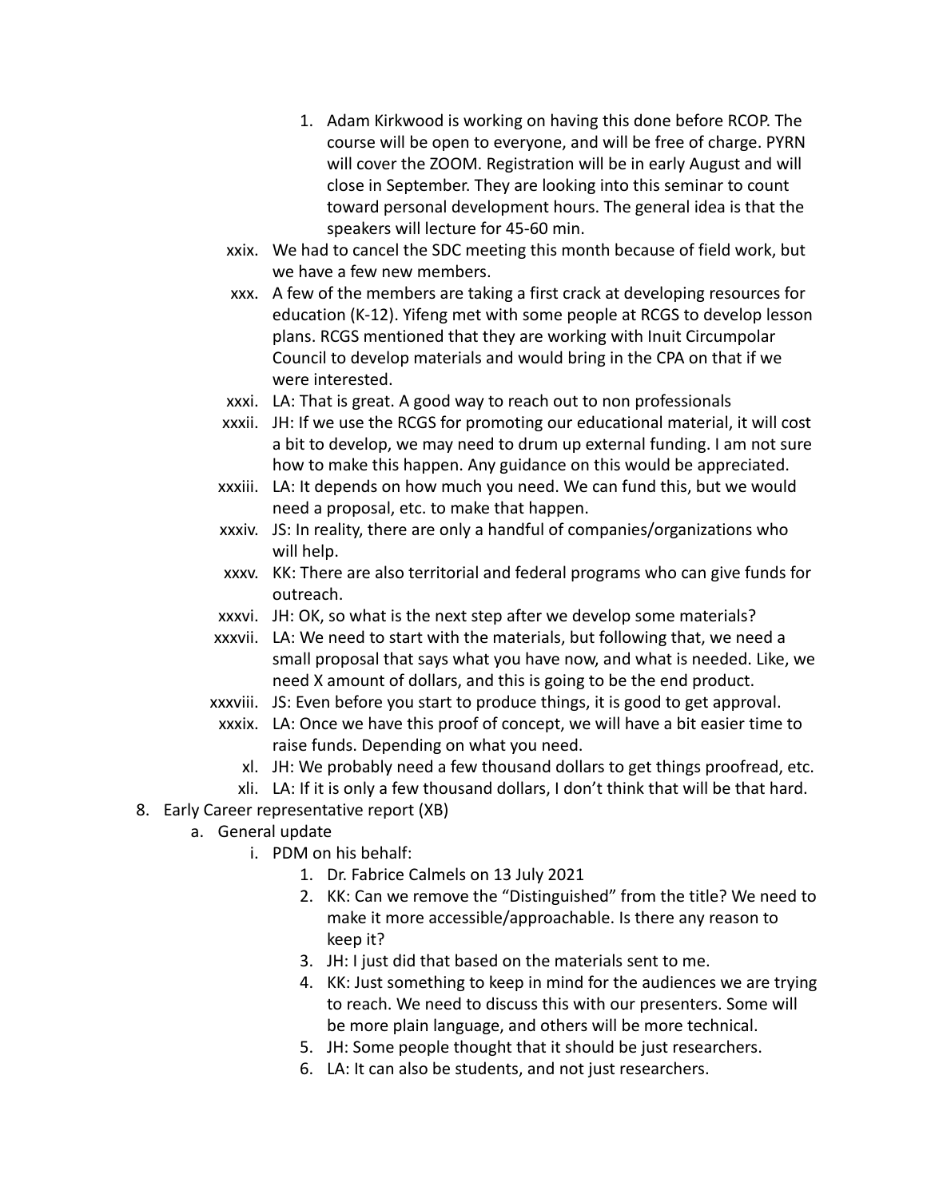1. Adam Kirkwood is working on having this done before RCOP. The course will be open to everyone, and will be free of charge. PYRN will cover the ZOOM. Registration will be in early August and will close in September. They are looking into this seminar to count toward personal development hours. The general idea is that the speakers will lecture for 45-60 min.

        xxix. We had to cancel the SDC meeting this month because of field work, but we have a few new members.
        xxx. A few of the members are taking a first crack at developing resources for education (K-12). Yifeng met with some people at RCGS to develop lesson plans. RCGS mentioned that they are working with Inuit Circumpolar Council to develop materials and would bring in the CPA on that if we were interested.
        xxxi. LA: That is great. A good way to reach out to non professionals
        xxxii. JH: If we use the RCGS for promoting our educational material, it will cost a bit to develop, we may need to drum up external funding. I am not sure how to make this happen. Any guidance on this would be appreciated.
        xxxiii. LA: It depends on how much you need. We can fund this, but we would need a proposal, etc. to make that happen.
        xxxiv. JS: In reality, there are only a handful of companies/organizations who will help.
        xxxv. KK: There are also territorial and federal programs who can give funds for outreach.
        xxxvi. JH: OK, so what is the next step after we develop some materials?
        xxxvii. LA: We need to start with the materials, but following that, we need a small proposal that says what you have now, and what is needed. Like, we need X amount of dollars, and this is going to be the end product.
        xxxviii. JS: Even before you start to produce things, it is good to get approval.
        xxxix. LA: Once we have this proof of concept, we will have a bit easier time to raise funds. Depending on what you need.
        xl. JH: We probably need a few thousand dollars to get things proofread, etc.
        xli. LA: If it is only a few thousand dollars, I don't think that will be that hard.

8. Early Career representative report (XB)
    a. General update
        i. PDM on his behalf:
            1. Dr. Fabrice Calmels on 13 July 2021
            2. KK: Can we remove the "Distinguished" from the title? We need to make it more accessible/approachable. Is there any reason to keep it?
            3. JH: I just did that based on the materials sent to me.
            4. KK: Just something to keep in mind for the audiences we are trying to reach. We need to discuss this with our presenters. Some will be more plain language, and others will be more technical.
            5. JH: Some people thought that it should be just researchers.
            6. LA: It can also be students, and not just researchers.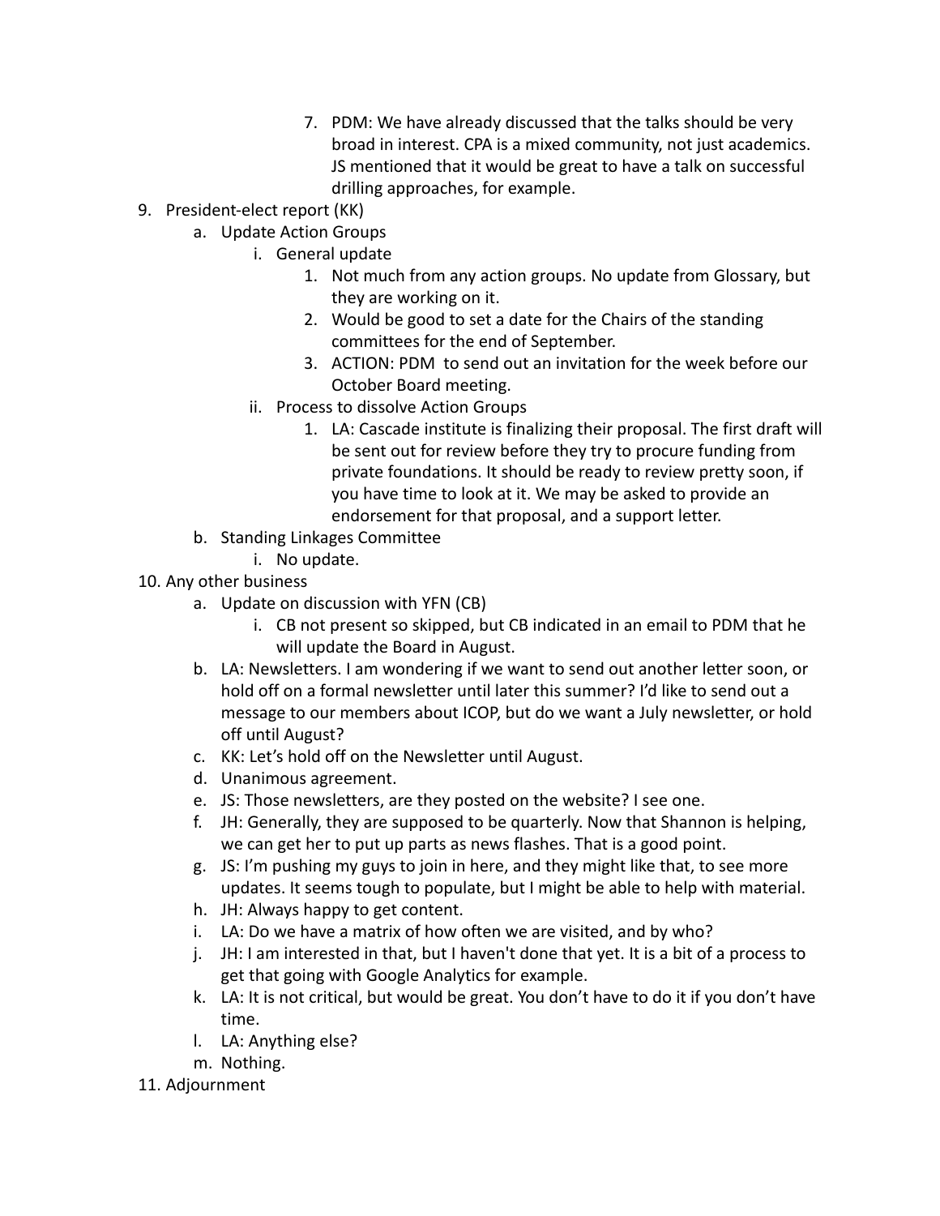7. PDM: We have already discussed that the talks should be very broad in interest. CPA is a mixed community, not just academics. JS mentioned that it would be great to have a talk on successful drilling approaches, for example.

9. President-elect report (KK)
    a. Update Action Groups
        i. General update
            1. Not much from any action groups. No update from Glossary, but they are working on it.
            2. Would be good to set a date for the Chairs of the standing committees for the end of September.
            3. ACTION: PDM to send out an invitation for the week before our October Board meeting.
        ii. Process to dissolve Action Groups
            1. LA: Cascade institute is finalizing their proposal. The first draft will be sent out for review before they try to procure funding from private foundations. It should be ready to review pretty soon, if you have time to look at it. We may be asked to provide an endorsement for that proposal, and a support letter.
    b. Standing Linkages Committee
        i. No update.
10. Any other business
    a. Update on discussion with YFN (CB)
        i. CB not present so skipped, but CB indicated in an email to PDM that he will update the Board in August.
    b. LA: Newsletters. I am wondering if we want to send out another letter soon, or hold off on a formal newsletter until later this summer? I'd like to send out a message to our members about ICOP, but do we want a July newsletter, or hold off until August?
    c. KK: Let's hold off on the Newsletter until August.
    d. Unanimous agreement.
    e. JS: Those newsletters, are they posted on the website? I see one.
    f. JH: Generally, they are supposed to be quarterly. Now that Shannon is helping, we can get her to put up parts as news flashes. That is a good point.
    g. JS: I'm pushing my guys to join in here, and they might like that, to see more updates. It seems tough to populate, but I might be able to help with material.
    h. JH: Always happy to get content.
    i. LA: Do we have a matrix of how often we are visited, and by who?
    j. JH: I am interested in that, but I haven't done that yet. It is a bit of a process to get that going with Google Analytics for example.
    k. LA: It is not critical, but would be great. You don't have to do it if you don't have time.
    l. LA: Anything else?
    m. Nothing.
11. Adjournment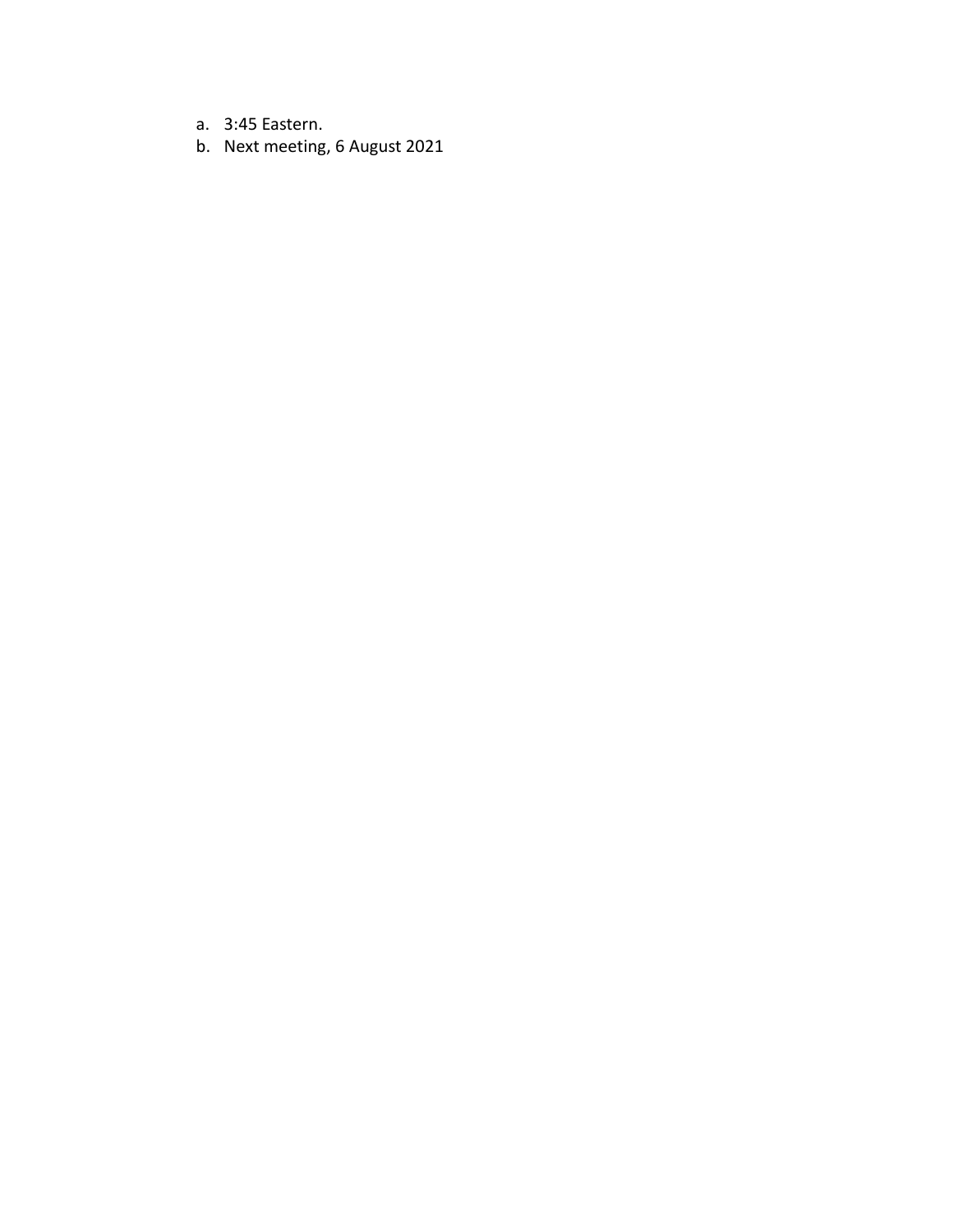a. 3:45 Eastern.
b. Next meeting, 6 August 2021